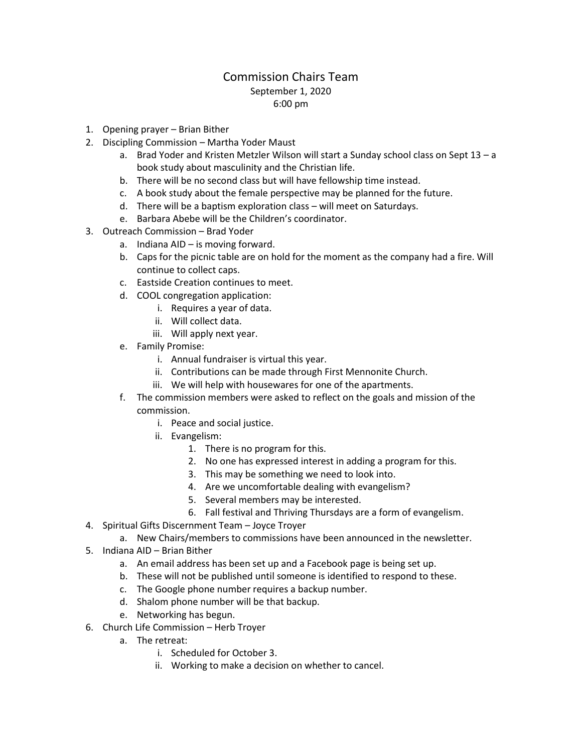# Commission Chairs Team

September 1, 2020

6:00 pm

1. Opening prayer – Brian Bither
2. Discipling Commission – Martha Yoder Maust
    a. Brad Yoder and Kristen Metzler Wilson will start a Sunday school class on Sept 13 – a book study about masculinity and the Christian life.
    b. There will be no second class but will have fellowship time instead.
    c. A book study about the female perspective may be planned for the future.
    d. There will be a baptism exploration class – will meet on Saturdays.
    e. Barbara Abebe will be the Children's coordinator.
3. Outreach Commission – Brad Yoder
    a. Indiana AID – is moving forward.
    b. Caps for the picnic table are on hold for the moment as the company had a fire. Will continue to collect caps.
    c. Eastside Creation continues to meet.
    d. COOL congregation application:
        i. Requires a year of data.
        ii. Will collect data.
        iii. Will apply next year.
    e. Family Promise:
        i. Annual fundraiser is virtual this year.
        ii. Contributions can be made through First Mennonite Church.
        iii. We will help with housewares for one of the apartments.
    f. The commission members were asked to reflect on the goals and mission of the commission.
        i. Peace and social justice.
        ii. Evangelism:
            1. There is no program for this.
            2. No one has expressed interest in adding a program for this.
            3. This may be something we need to look into.
            4. Are we uncomfortable dealing with evangelism?
            5. Several members may be interested.
            6. Fall festival and Thriving Thursdays are a form of evangelism.
4. Spiritual Gifts Discernment Team – Joyce Troyer
    a. New Chairs/members to commissions have been announced in the newsletter.
5. Indiana AID – Brian Bither
    a. An email address has been set up and a Facebook page is being set up.
    b. These will not be published until someone is identified to respond to these.
    c. The Google phone number requires a backup number.
    d. Shalom phone number will be that backup.
    e. Networking has begun.
6. Church Life Commission – Herb Troyer
    a. The retreat:
        i. Scheduled for October 3.
        ii. Working to make a decision on whether to cancel.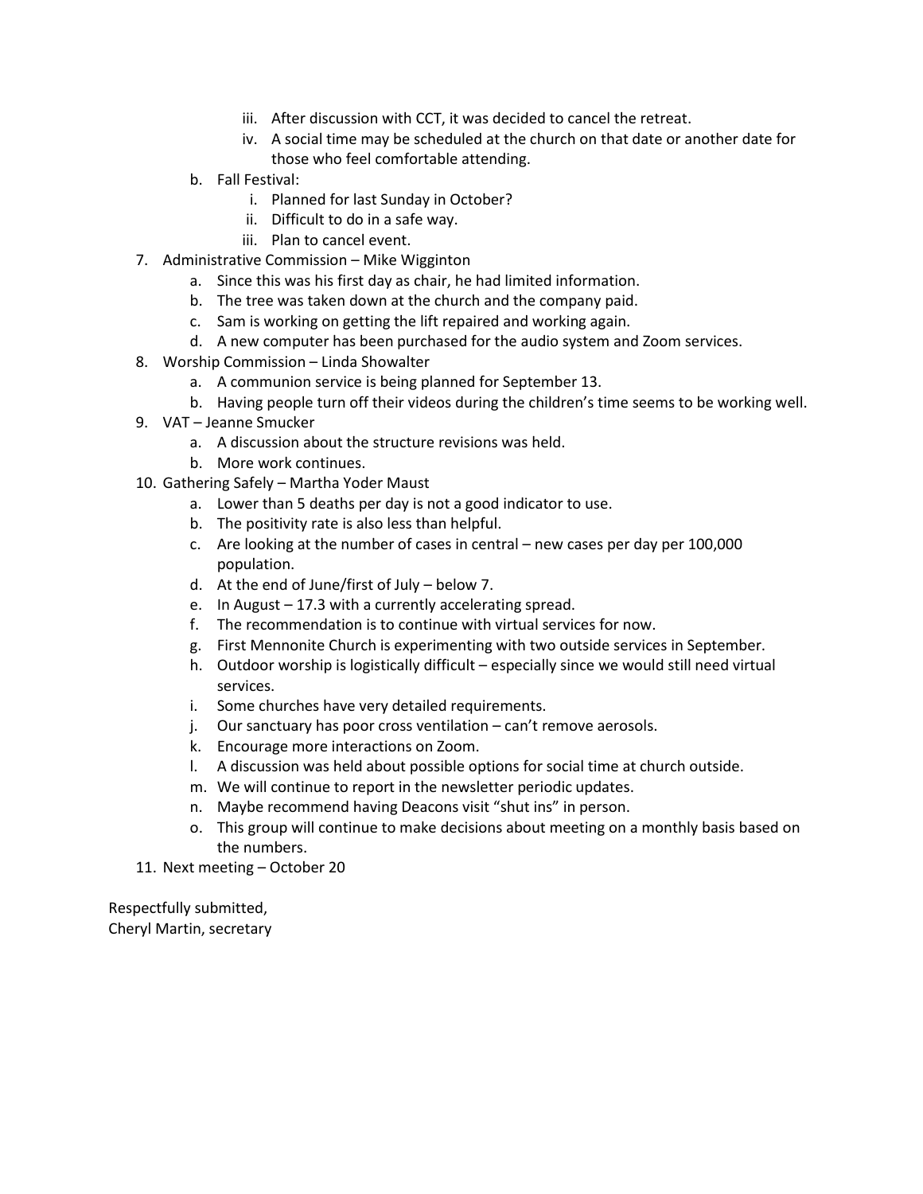iii. After discussion with CCT, it was decided to cancel the retreat.
   iv. A social time may be scheduled at the church on that date or another date for those who feel comfortable attending.

   b. Fall Festival:
      i. Planned for last Sunday in October?
      ii. Difficult to do in a safe way.
      iii. Plan to cancel event.

7. Administrative Commission – Mike Wigginton
   a. Since this was his first day as chair, he had limited information.
   b. The tree was taken down at the church and the company paid.
   c. Sam is working on getting the lift repaired and working again.
   d. A new computer has been purchased for the audio system and Zoom services.
8. Worship Commission – Linda Showalter
   a. A communion service is being planned for September 13.
   b. Having people turn off their videos during the children's time seems to be working well.
9. VAT – Jeanne Smucker
   a. A discussion about the structure revisions was held.
   b. More work continues.
10. Gathering Safely – Martha Yoder Maust
    a. Lower than 5 deaths per day is not a good indicator to use.
    b. The positivity rate is also less than helpful.
    c. Are looking at the number of cases in central – new cases per day per 100,000 population.
    d. At the end of June/first of July – below 7.
    e. In August – 17.3 with a currently accelerating spread.
    f. The recommendation is to continue with virtual services for now.
    g. First Mennonite Church is experimenting with two outside services in September.
    h. Outdoor worship is logistically difficult – especially since we would still need virtual services.
    i. Some churches have very detailed requirements.
    j. Our sanctuary has poor cross ventilation – can't remove aerosols.
    k. Encourage more interactions on Zoom.
    l. A discussion was held about possible options for social time at church outside.
    m. We will continue to report in the newsletter periodic updates.
    n. Maybe recommend having Deacons visit "shut ins" in person.
    o. This group will continue to make decisions about meeting on a monthly basis based on the numbers.
11. Next meeting – October 20

Respectfully submitted,
Cheryl Martin, secretary